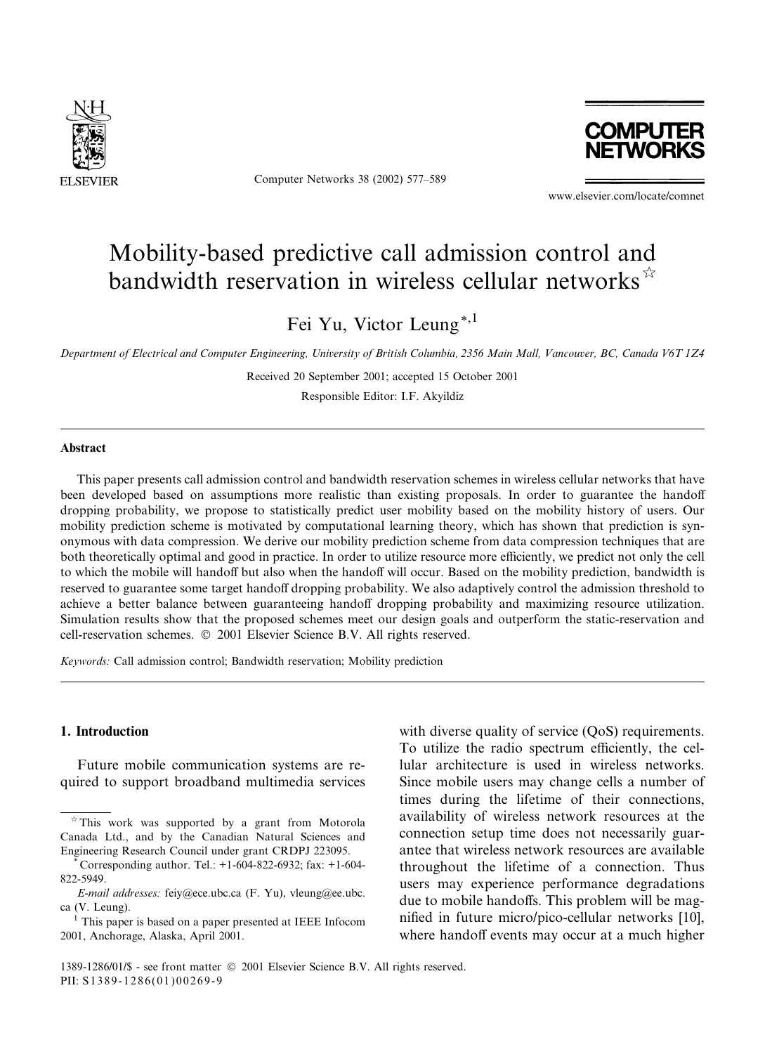# Mobility-based predictive call admission control and bandwidth reservation in wireless cellular networks ☆

Fei Yu, Victor Leung [*,1]

*Department of Electrical and Computer Engineering, University of British Columbia, 2356 Main Mall, Vancouver, BC, Canada V6T 1Z4*

Received 20 September 2001; accepted 15 October 2001

Responsible Editor: I.F. Akyildiz

## Abstract

This paper presents call admission control and bandwidth reservation schemes in wireless cellular networks that have been developed based on assumptions more realistic than existing proposals. In order to guarantee the handoff dropping probability, we propose to statistically predict user mobility based on the mobility history of users. Our mobility prediction scheme is motivated by computational learning theory, which has shown that prediction is synonymous with data compression. We derive our mobility prediction scheme from data compression techniques that are both theoretically optimal and good in practice. In order to utilize resource more efficiently, we predict not only the cell to which the mobile will handoff but also when the handoff will occur. Based on the mobility prediction, bandwidth is reserved to guarantee some target handoff dropping probability. We also adaptively control the admission threshold to achieve a better balance between guaranteeing handoff dropping probability and maximizing resource utilization. Simulation results show that the proposed schemes meet our design goals and outperform the static-reservation and cell-reservation schemes. © 2001 Elsevier Science B.V. All rights reserved.

*Keywords:* Call admission control; Bandwidth reservation; Mobility prediction

## 1. Introduction

Future mobile communication systems are required to support broadband multimedia services with diverse quality of service (QoS) requirements. To utilize the radio spectrum efficiently, the cellular architecture is used in wireless networks. Since mobile users may change cells a number of times during the lifetime of their connections, availability of wireless network resources at the connection setup time does not necessarily guarantee that wireless network resources are available throughout the lifetime of a connection. Thus users may experience performance degradations due to mobile handoffs. This problem will be magnified in future micro/pico-cellular networks [10], where handoff events may occur at a much higher

---

☆ This work was supported by a grant from Motorola Canada Ltd., and by the Canadian Natural Sciences and Engineering Research Council under grant CRDPJ 223095.

\* Corresponding author. Tel.: +1-604-822-6932; fax: +1-604-822-5949.

*E-mail addresses:* feiy@ece.ubc.ca (F. Yu), vleung@ee.ubc.ca (V. Leung).

[1] This paper is based on a paper presented at IEEE Infocom 2001, Anchorage, Alaska, April 2001.

1389-1286/01/$ - see front matter © 2001 Elsevier Science B.V. All rights reserved.
PII: S1389-1286(01)00269-9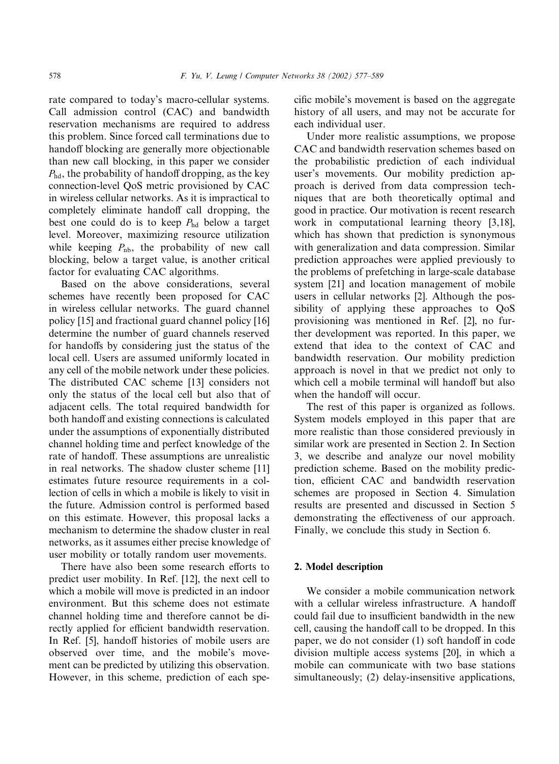rate compared to today's macro-cellular systems. Call admission control (CAC) and bandwidth reservation mechanisms are required to address this problem. Since forced call terminations due to handoff blocking are generally more objectionable than new call blocking, in this paper we consider $P_{hd}$, the probability of handoff dropping, as the key connection-level QoS metric provisioned by CAC in wireless cellular networks. As it is impractical to completely eliminate handoff call dropping, the best one could do is to keep $P_{hd}$ below a target level. Moreover, maximizing resource utilization while keeping $P_{nb}$, the probability of new call blocking, below a target value, is another critical factor for evaluating CAC algorithms.

Based on the above considerations, several schemes have recently been proposed for CAC in wireless cellular networks. The guard channel policy [15] and fractional guard channel policy [16] determine the number of guard channels reserved for handoffs by considering just the status of the local cell. Users are assumed uniformly located in any cell of the mobile network under these policies. The distributed CAC scheme [13] considers not only the status of the local cell but also that of adjacent cells. The total required bandwidth for both handoff and existing connections is calculated under the assumptions of exponentially distributed channel holding time and perfect knowledge of the rate of handoff. These assumptions are unrealistic in real networks. The shadow cluster scheme [11] estimates future resource requirements in a collection of cells in which a mobile is likely to visit in the future. Admission control is performed based on this estimate. However, this proposal lacks a mechanism to determine the shadow cluster in real networks, as it assumes either precise knowledge of user mobility or totally random user movements.

There have also been some research efforts to predict user mobility. In Ref. [12], the next cell to which a mobile will move is predicted in an indoor environment. But this scheme does not estimate channel holding time and therefore cannot be directly applied for efficient bandwidth reservation. In Ref. [5], handoff histories of mobile users are observed over time, and the mobile's movement can be predicted by utilizing this observation. However, in this scheme, prediction of each specific mobile's movement is based on the aggregate history of all users, and may not be accurate for each individual user.

Under more realistic assumptions, we propose CAC and bandwidth reservation schemes based on the probabilistic prediction of each individual user's movements. Our mobility prediction approach is derived from data compression techniques that are both theoretically optimal and good in practice. Our motivation is recent research work in computational learning theory [3,18], which has shown that prediction is synonymous with generalization and data compression. Similar prediction approaches were applied previously to the problems of prefetching in large-scale database system [21] and location management of mobile users in cellular networks [2]. Although the possibility of applying these approaches to QoS provisioning was mentioned in Ref. [2], no further development was reported. In this paper, we extend that idea to the context of CAC and bandwidth reservation. Our mobility prediction approach is novel in that we predict not only to which cell a mobile terminal will handoff but also when the handoff will occur.

The rest of this paper is organized as follows. System models employed in this paper that are more realistic than those considered previously in similar work are presented in Section 2. In Section 3, we describe and analyze our novel mobility prediction scheme. Based on the mobility prediction, efficient CAC and bandwidth reservation schemes are proposed in Section 4. Simulation results are presented and discussed in Section 5 demonstrating the effectiveness of our approach. Finally, we conclude this study in Section 6.

## 2. Model description

We consider a mobile communication network with a cellular wireless infrastructure. A handoff could fail due to insufficient bandwidth in the new cell, causing the handoff call to be dropped. In this paper, we do not consider (1) soft handoff in code division multiple access systems [20], in which a mobile can communicate with two base stations simultaneously; (2) delay-insensitive applications,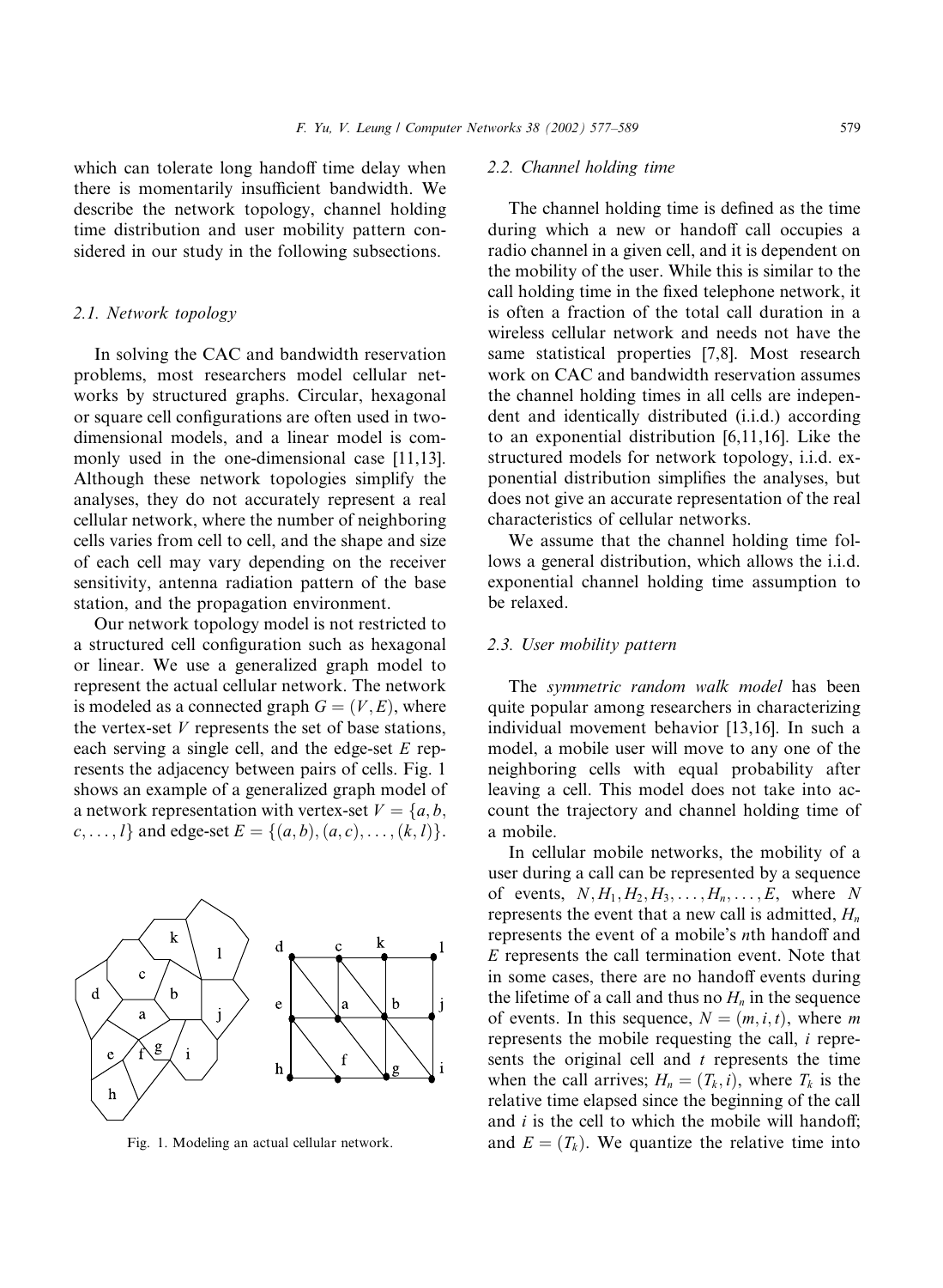which can tolerate long handoff time delay when there is momentarily insufficient bandwidth. We describe the network topology, channel holding time distribution and user mobility pattern considered in our study in the following subsections.

### 2.1. Network topology

In solving the CAC and bandwidth reservation problems, most researchers model cellular networks by structured graphs. Circular, hexagonal or square cell configurations are often used in two-dimensional models, and a linear model is commonly used in the one-dimensional case [11,13]. Although these network topologies simplify the analyses, they do not accurately represent a real cellular network, where the number of neighboring cells varies from cell to cell, and the shape and size of each cell may vary depending on the receiver sensitivity, antenna radiation pattern of the base station, and the propagation environment.

Our network topology model is not restricted to a structured cell configuration such as hexagonal or linear. We use a generalized graph model to represent the actual cellular network. The network is modeled as a connected graph $G = (V, E)$, where the vertex-set $V$ represents the set of base stations, each serving a single cell, and the edge-set $E$ represents the adjacency between pairs of cells. Fig. 1 shows an example of a generalized graph model of a network representation with vertex-set $V = \{a, b, c, \ldots, l\}$ and edge-set $E = \{(a, b), (a, c), \ldots, (k, l)\}$.

Fig. 1. Modeling an actual cellular network.

### 2.2. Channel holding time

The channel holding time is defined as the time during which a new or handoff call occupies a radio channel in a given cell, and it is dependent on the mobility of the user. While this is similar to the call holding time in the fixed telephone network, it is often a fraction of the total call duration in a wireless cellular network and needs not have the same statistical properties [7,8]. Most research work on CAC and bandwidth reservation assumes the channel holding times in all cells are independent and identically distributed (i.i.d.) according to an exponential distribution [6,11,16]. Like the structured models for network topology, i.i.d. exponential distribution simplifies the analyses, but does not give an accurate representation of the real characteristics of cellular networks.

We assume that the channel holding time follows a general distribution, which allows the i.i.d. exponential channel holding time assumption to be relaxed.

### 2.3. User mobility pattern

The *symmetric random walk model* has been quite popular among researchers in characterizing individual movement behavior [13,16]. In such a model, a mobile user will move to any one of the neighboring cells with equal probability after leaving a cell. This model does not take into account the trajectory and channel holding time of a mobile.

In cellular mobile networks, the mobility of a user during a call can be represented by a sequence of events, $N, H_1, H_2, H_3, \ldots, H_n, \ldots, E$, where $N$ represents the event that a new call is admitted, $H_n$ represents the event of a mobile's $n$th handoff and $E$ represents the call termination event. Note that in some cases, there are no handoff events during the lifetime of a call and thus no $H_n$ in the sequence of events. In this sequence, $N = (m, i, t)$, where $m$ represents the mobile requesting the call, $i$ represents the original cell and $t$ represents the time when the call arrives; $H_n = (T_k, i)$, where $T_k$ is the relative time elapsed since the beginning of the call and $i$ is the cell to which the mobile will handoff; and $E = (T_k)$. We quantize the relative time into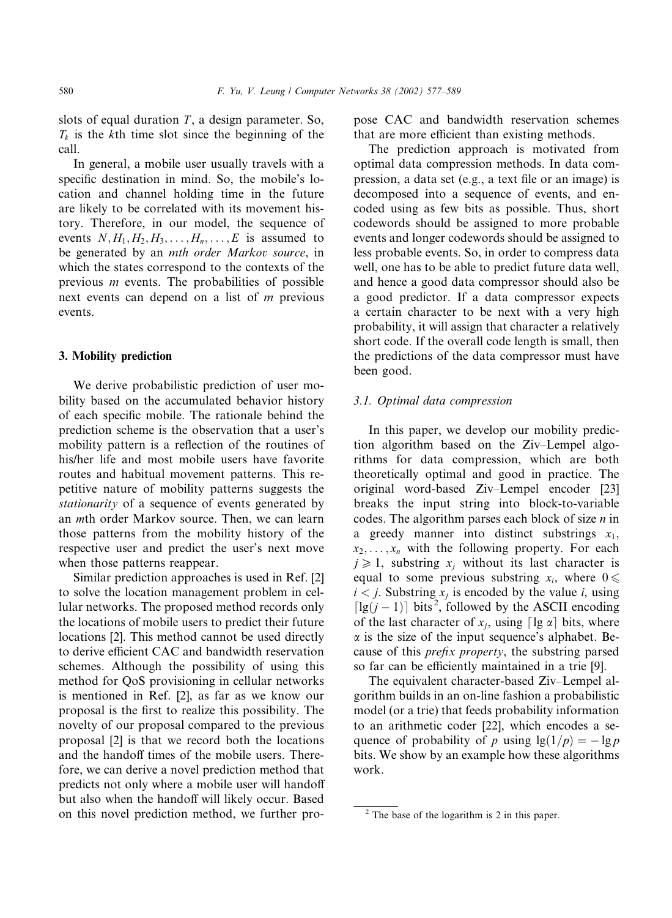slots of equal duration $T$, a design parameter. So, $T_k$ is the $k$th time slot since the beginning of the call.

In general, a mobile user usually travels with a specific destination in mind. So, the mobile's location and channel holding time in the future are likely to be correlated with its movement history. Therefore, in our model, the sequence of events $N, H_1, H_2, H_3, \ldots, H_n, \ldots, E$ is assumed to be generated by an *mth order Markov source*, in which the states correspond to the contexts of the previous $m$ events. The probabilities of possible next events can depend on a list of $m$ previous events.

## 3. Mobility prediction

We derive probabilistic prediction of user mobility based on the accumulated behavior history of each specific mobile. The rationale behind the prediction scheme is the observation that a user's mobility pattern is a reflection of the routines of his/her life and most mobile users have favorite routes and habitual movement patterns. This repetitive nature of mobility patterns suggests the *stationarity* of a sequence of events generated by an $m$th order Markov source. Then, we can learn those patterns from the mobility history of the respective user and predict the user's next move when those patterns reappear.

Similar prediction approaches is used in Ref. [2] to solve the location management problem in cellular networks. The proposed method records only the locations of mobile users to predict their future locations [2]. This method cannot be used directly to derive efficient CAC and bandwidth reservation schemes. Although the possibility of using this method for QoS provisioning in cellular networks is mentioned in Ref. [2], as far as we know our proposal is the first to realize this possibility. The novelty of our proposal compared to the previous proposal [2] is that we record both the locations and the handoff times of the mobile users. Therefore, we can derive a novel prediction method that predicts not only where a mobile user will handoff but also when the handoff will likely occur. Based on this novel prediction method, we further propose CAC and bandwidth reservation schemes that are more efficient than existing methods.

The prediction approach is motivated from optimal data compression methods. In data compression, a data set (e.g., a text file or an image) is decomposed into a sequence of events, and encoded using as few bits as possible. Thus, short codewords should be assigned to more probable events and longer codewords should be assigned to less probable events. So, in order to compress data well, one has to be able to predict future data well, and hence a good data compressor should also be a good predictor. If a data compressor expects a certain character to be next with a very high probability, it will assign that character a relatively short code. If the overall code length is small, then the predictions of the data compressor must have been good.

### 3.1. Optimal data compression

In this paper, we develop our mobility prediction algorithm based on the Ziv–Lempel algorithms for data compression, which are both theoretically optimal and good in practice. The original word-based Ziv–Lempel encoder [23] breaks the input string into block-to-variable codes. The algorithm parses each block of size $n$ in a greedy manner into distinct substrings $x_1, x_2, \ldots, x_n$ with the following property. For each $j \geqslant 1$, substring $x_j$ without its last character is equal to some previous substring $x_i$, where $0 \leqslant i < j$. Substring $x_j$ is encoded by the value $i$, using $\lceil \lg(j-1) \rceil$ bits [2], followed by the ASCII encoding of the last character of $x_j$, using $\lceil \lg \alpha \rceil$ bits, where $\alpha$ is the size of the input sequence's alphabet. Because of this *prefix property*, the substring parsed so far can be efficiently maintained in a trie [9].

The equivalent character-based Ziv–Lempel algorithm builds in an on-line fashion a probabilistic model (or a trie) that feeds probability information to an arithmetic coder [22], which encodes a sequence of probability of $p$ using $\lg(1/p) = -\lg p$ bits. We show by an example how these algorithms work.

[2] The base of the logarithm is 2 in this paper.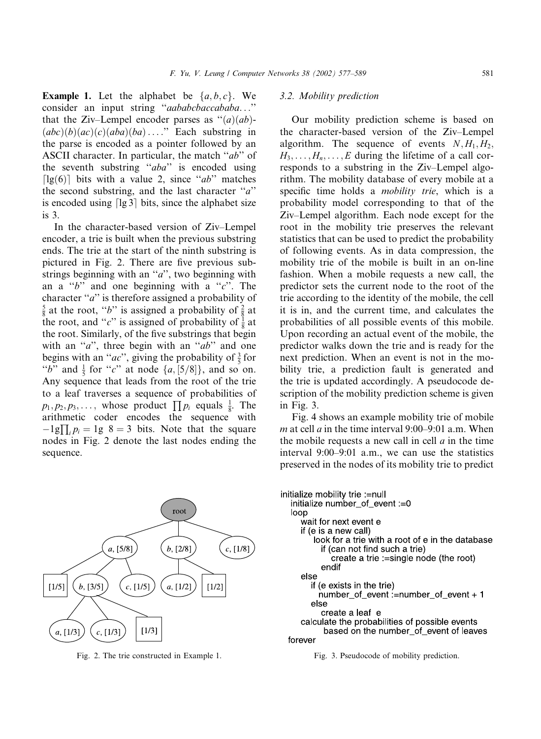**Example 1.** Let the alphabet be $\{a, b, c\}$. We consider an input string "*aababcbaccababa*..." that the Ziv–Lempel encoder parses as "$(a)(ab)(abc)(b)(ac)(c)(aba)(ba)\ldots$" Each substring in the parse is encoded as a pointer followed by an ASCII character. In particular, the match "*ab*" of the seventh substring "*aba*" is encoded using $\lceil \lg(6) \rceil$ bits with a value 2, since "*ab*" matches the second substring, and the last character "*a*" is encoded using $\lceil \lg 3 \rceil$ bits, since the alphabet size is 3.

In the character-based version of Ziv–Lempel encoder, a trie is built when the previous substring ends. The trie at the start of the ninth substring is pictured in Fig. 2. There are five previous substrings beginning with an "*a*", two beginning with an "*b*" and one beginning with a "*c*". The character "*a*" is therefore assigned a probability of $\frac{5}{8}$ at the root, "*b*" is assigned a probability of $\frac{2}{8}$ at the root, and "*c*" is assigned of probability of $\frac{1}{8}$ at the root. Similarly, of the five substrings that begin with an "*a*", three begin with an "*ab*" and one begins with an "*ac*", giving the probability of $\frac{3}{5}$ for "*b*" and $\frac{1}{5}$ for "*c*" at node $\{a, [5/8]\}$, and so on. Any sequence that leads from the root of the trie to a leaf traverses a sequence of probabilities of $p_1, p_2, p_3, \ldots,$ whose product $\prod p_i$ equals $\frac{1}{8}$. The arithmetic coder encodes the sequence with $-\lg \prod_i p_i = \lg\ 8 = 3$ bits. Note that the square nodes in Fig. 2 denote the last nodes ending the sequence.

Fig. 2. The trie constructed in Example 1.

### 3.2. Mobility prediction

Our mobility prediction scheme is based on the character-based version of the Ziv–Lempel algorithm. The sequence of events $N, H_1, H_2, H_3, \ldots, H_n, \ldots, E$ during the lifetime of a call corresponds to a substring in the Ziv–Lempel algorithm. The mobility database of every mobile at a specific time holds a *mobility trie*, which is a probability model corresponding to that of the Ziv–Lempel algorithm. Each node except for the root in the mobility trie preserves the relevant statistics that can be used to predict the probability of following events. As in data compression, the mobility trie of the mobile is built in an on-line fashion. When a mobile requests a new call, the predictor sets the current node to the root of the trie according to the identity of the mobile, the cell it is in, and the current time, and calculates the probabilities of all possible events of this mobile. Upon recording an actual event of the mobile, the predictor walks down the trie and is ready for the next prediction. When an event is not in the mobility trie, a prediction fault is generated and the trie is updated accordingly. A pseudocode description of the mobility prediction scheme is given in Fig. 3.

Fig. 4 shows an example mobility trie of mobile *m* at cell *a* in the time interval 9:00–9:01 a.m. When the mobile requests a new call in cell *a* in the time interval 9:00–9:01 a.m., we can use the statistics preserved in the nodes of its mobility trie to predict

```
initialize mobility trie :=null
   initialize number_of_event :=0
   loop
      wait for next event e
      if (e is a new call)
          look for a trie with a root of e in the database
            if (can not find such a trie)
               create a trie :=single node (the root)
            endif
      else
         if (e exists in the trie)
            number_of_event :=number_of_event + 1
         else
            create a leaf  e
      calculate the probabilities of possible events
            based on the number_of_event of leaves
  forever
```

Fig. 3. Pseudocode of mobility prediction.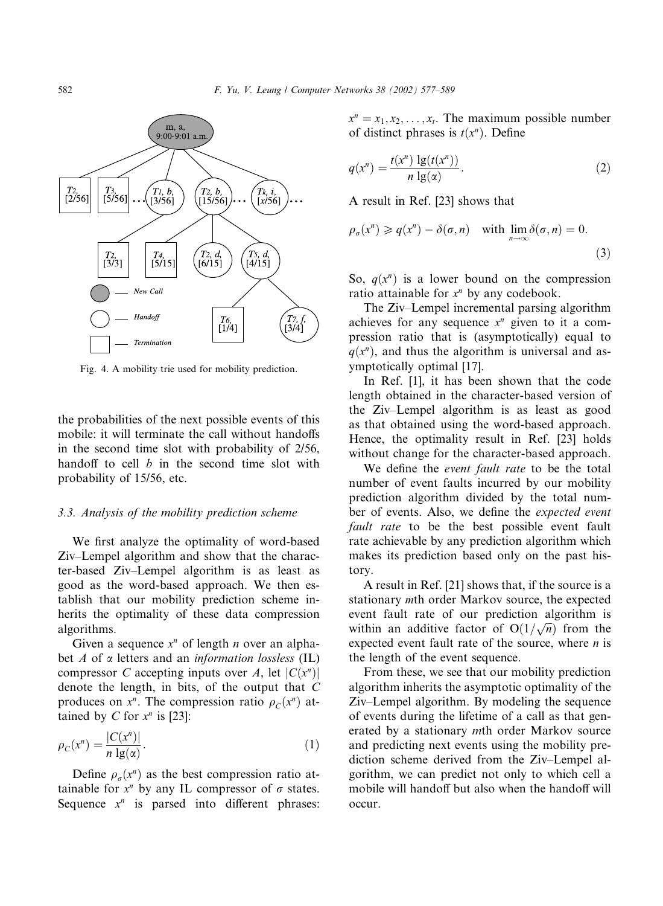Fig. 4. A mobility trie used for mobility prediction.

the probabilities of the next possible events of this mobile: it will terminate the call without handoffs in the second time slot with probability of 2/56, handoff to cell $b$ in the second time slot with probability of 15/56, etc.

### 3.3. Analysis of the mobility prediction scheme

We first analyze the optimality of word-based Ziv–Lempel algorithm and show that the character-based Ziv–Lempel algorithm is as least as good as the word-based approach. We then establish that our mobility prediction scheme inherits the optimality of these data compression algorithms.

Given a sequence $x^n$ of length $n$ over an alphabet $A$ of $\alpha$ letters and an *information lossless* (IL) compressor $C$ accepting inputs over $A$, let $|C(x^n)|$ denote the length, in bits, of the output that $C$ produces on $x^n$. The compression ratio $\rho_C(x^n)$ attained by $C$ for $x^n$ is [23]:

$$\rho_C(x^n) = \frac{|C(x^n)|}{n \lg(\alpha)}. \tag{1}$$

Define $\rho_\sigma(x^n)$ as the best compression ratio attainable for $x^n$ by any IL compressor of $\sigma$ states. Sequence $x^n$ is parsed into different phrases: $x^n = x_1, x_2, \ldots, x_t$. The maximum possible number of distinct phrases is $t(x^n)$. Define

$$q(x^n) = \frac{t(x^n) \lg(t(x^n))}{n \lg(\alpha)}. \tag{2}$$

A result in Ref. [23] shows that

$$\rho_\sigma(x^n) \geqslant q(x^n) - \delta(\sigma, n) \quad \text{with} \lim_{n\to\infty} \delta(\sigma, n) = 0. \tag{3}$$

So, $q(x^n)$ is a lower bound on the compression ratio attainable for $x^n$ by any codebook.

The Ziv–Lempel incremental parsing algorithm achieves for any sequence $x^n$ given to it a compression ratio that is (asymptotically) equal to $q(x^n)$, and thus the algorithm is universal and asymptotically optimal [17].

In Ref. [1], it has been shown that the code length obtained in the character-based version of the Ziv–Lempel algorithm is as least as good as that obtained using the word-based approach. Hence, the optimality result in Ref. [23] holds without change for the character-based approach.

We define the *event fault rate* to be the total number of event faults incurred by our mobility prediction algorithm divided by the total number of events. Also, we define the *expected event fault rate* to be the best possible event fault rate achievable by any prediction algorithm which makes its prediction based only on the past history.

A result in Ref. [21] shows that, if the source is a stationary $m$th order Markov source, the expected event fault rate of our prediction algorithm is within an additive factor of $O(1/\sqrt{n})$ from the expected event fault rate of the source, where $n$ is the length of the event sequence.

From these, we see that our mobility prediction algorithm inherits the asymptotic optimality of the Ziv–Lempel algorithm. By modeling the sequence of events during the lifetime of a call as that generated by a stationary $m$th order Markov source and predicting next events using the mobility prediction scheme derived from the Ziv–Lempel algorithm, we can predict not only to which cell a mobile will handoff but also when the handoff will occur.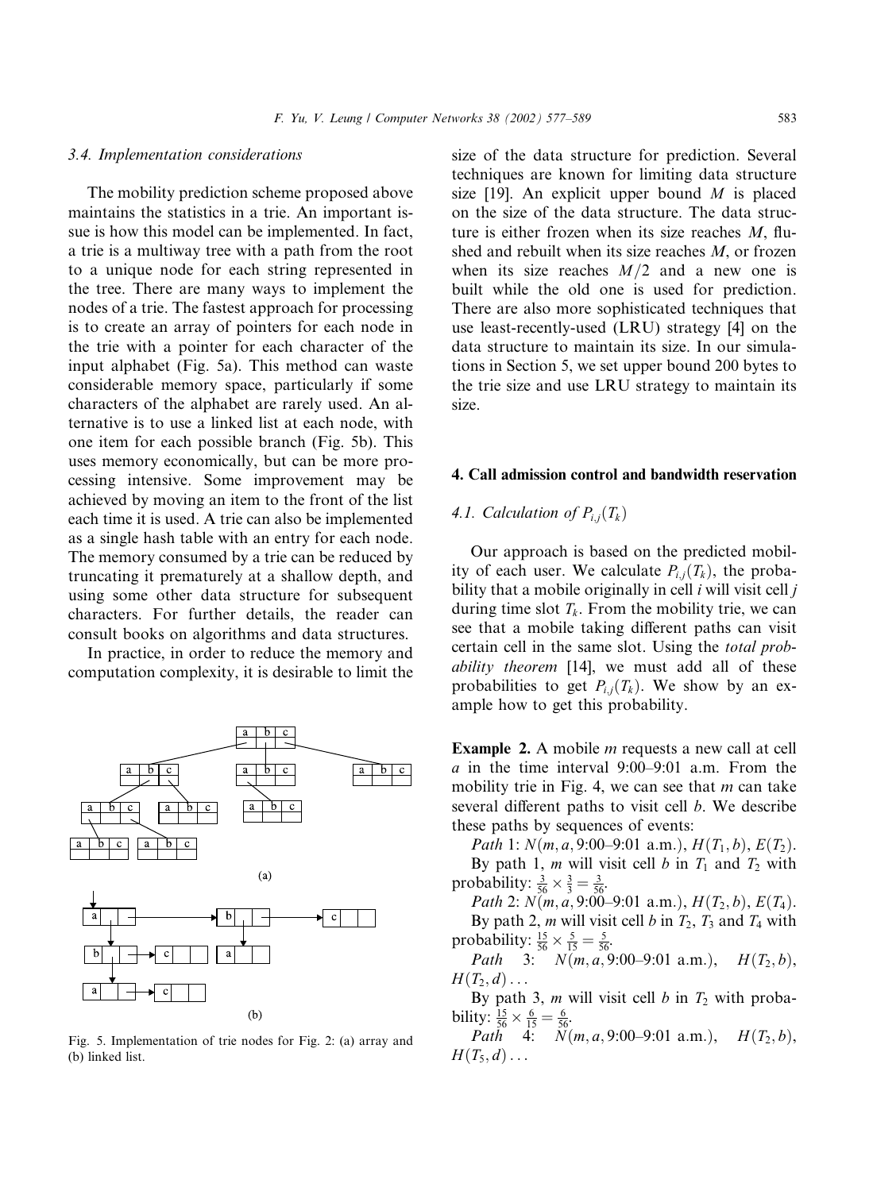### 3.4. Implementation considerations

The mobility prediction scheme proposed above maintains the statistics in a trie. An important issue is how this model can be implemented. In fact, a trie is a multiway tree with a path from the root to a unique node for each string represented in the tree. There are many ways to implement the nodes of a trie. The fastest approach for processing is to create an array of pointers for each node in the trie with a pointer for each character of the input alphabet (Fig. 5a). This method can waste considerable memory space, particularly if some characters of the alphabet are rarely used. An alternative is to use a linked list at each node, with one item for each possible branch (Fig. 5b). This uses memory economically, but can be more processing intensive. Some improvement may be achieved by moving an item to the front of the list each time it is used. A trie can also be implemented as a single hash table with an entry for each node. The memory consumed by a trie can be reduced by truncating it prematurely at a shallow depth, and using some other data structure for subsequent characters. For further details, the reader can consult books on algorithms and data structures.

In practice, in order to reduce the memory and computation complexity, it is desirable to limit the size of the data structure for prediction. Several techniques are known for limiting data structure size [19]. An explicit upper bound $M$ is placed on the size of the data structure. The data structure is either frozen when its size reaches $M$, flushed and rebuilt when its size reaches $M$, or frozen when its size reaches $M/2$ and a new one is built while the old one is used for prediction. There are also more sophisticated techniques that use least-recently-used (LRU) strategy [4] on the data structure to maintain its size. In our simulations in Section 5, we set upper bound 200 bytes to the trie size and use LRU strategy to maintain its size.

Fig. 5. Implementation of trie nodes for Fig. 2: (a) array and (b) linked list.

## 4. Call admission control and bandwidth reservation

### 4.1. Calculation of $P_{i,j}(T_k)$

Our approach is based on the predicted mobility of each user. We calculate $P_{i,j}(T_k)$, the probability that a mobile originally in cell $i$ will visit cell $j$ during time slot $T_k$. From the mobility trie, we can see that a mobile taking different paths can visit certain cell in the same slot. Using the *total probability theorem* [14], we must add all of these probabilities to get $P_{i,j}(T_k)$. We show by an example how to get this probability.

**Example 2.** A mobile $m$ requests a new call at cell $a$ in the time interval 9:00–9:01 a.m. From the mobility trie in Fig. 4, we can see that $m$ can take several different paths to visit cell $b$. We describe these paths by sequences of events:

*Path* 1: $N(m, a, \text{9:00–9:01 a.m.}), H(T_1, b), E(T_2)$.

By path 1, $m$ will visit cell $b$ in $T_1$ and $T_2$ with probability: $\frac{3}{56} \times \frac{3}{3} = \frac{3}{56}$.

*Path* 2: $N(m, a, \text{9:00–9:01 a.m.}), H(T_2, b), E(T_4)$.

By path 2, $m$ will visit cell $b$ in $T_2$, $T_3$ and $T_4$ with probability: $\frac{15}{56} \times \frac{5}{15} = \frac{5}{56}$.

*Path* 3: $N(m, a, \text{9:00–9:01 a.m.}), H(T_2, b), H(T_2, d) \ldots$

By path 3, $m$ will visit cell $b$ in $T_2$ with probability: $\frac{15}{56} \times \frac{6}{15} = \frac{6}{56}$.

*Path* 4: $N(m, a, \text{9:00–9:01 a.m.}), H(T_2, b), H(T_5, d) \ldots$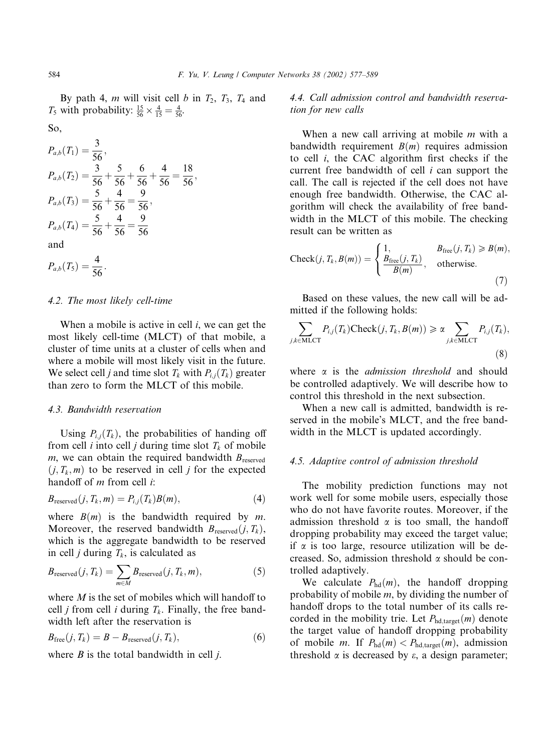By path 4, $m$ will visit cell $b$ in $T_2$, $T_3$, $T_4$ and $T_5$ with probability: $\frac{15}{56} \times \frac{4}{15} = \frac{4}{56}$.

So,

$$P_{a,b}(T_1) = \frac{3}{56},$$

$$P_{a,b}(T_2) = \frac{3}{56} + \frac{5}{56} + \frac{6}{56} + \frac{4}{56} = \frac{18}{56},$$

$$P_{a,b}(T_3) = \frac{5}{56} + \frac{4}{56} = \frac{9}{56},$$

$$P_{a,b}(T_4) = \frac{5}{56} + \frac{4}{56} = \frac{9}{56}$$

and

$$P_{a,b}(T_5) = \frac{4}{56}.$$

### 4.2. The most likely cell-time

When a mobile is active in cell $i$, we can get the most likely cell-time (MLCT) of that mobile, a cluster of time units at a cluster of cells when and where a mobile will most likely visit in the future. We select cell $j$ and time slot $T_k$ with $P_{i,j}(T_k)$ greater than zero to form the MLCT of this mobile.

### 4.3. Bandwidth reservation

Using $P_{i,j}(T_k)$, the probabilities of handing off from cell $i$ into cell $j$ during time slot $T_k$ of mobile $m$, we can obtain the required bandwidth $B_{\text{reserved}}(j, T_k, m)$ to be reserved in cell $j$ for the expected handoff of $m$ from cell $i$:

$$B_{\text{reserved}}(j, T_k, m) = P_{i,j}(T_k)B(m), \tag{4}$$

where $B(m)$ is the bandwidth required by $m$. Moreover, the reserved bandwidth $B_{\text{reserved}}(j, T_k)$, which is the aggregate bandwidth to be reserved in cell $j$ during $T_k$, is calculated as

$$B_{\text{reserved}}(j, T_k) = \sum_{m \in M} B_{\text{reserved}}(j, T_k, m), \tag{5}$$

where $M$ is the set of mobiles which will handoff to cell $j$ from cell $i$ during $T_k$. Finally, the free bandwidth left after the reservation is

$$B_{\text{free}}(j, T_k) = B - B_{\text{reserved}}(j, T_k), \tag{6}$$

where $B$ is the total bandwidth in cell $j$.

### 4.4. Call admission control and bandwidth reservation for new calls

When a new call arriving at mobile $m$ with a bandwidth requirement $B(m)$ requires admission to cell $i$, the CAC algorithm first checks if the current free bandwidth of cell $i$ can support the call. The call is rejected if the cell does not have enough free bandwidth. Otherwise, the CAC algorithm will check the availability of free bandwidth in the MLCT of this mobile. The checking result can be written as

$$\text{Check}(j, T_k, B(m)) = \begin{cases} 1, & B_{\text{free}}(j, T_k) \geqslant B(m), \\ \dfrac{B_{\text{free}}(j, T_k)}{B(m)}, & \text{otherwise.} \end{cases} \tag{7}$$

Based on these values, the new call will be admitted if the following holds:

$$\sum_{j,k \in \text{MLCT}} P_{i,j}(T_k)\text{Check}(j, T_k, B(m)) \geqslant \alpha \sum_{j,k \in \text{MLCT}} P_{i,j}(T_k), \tag{8}$$

where $\alpha$ is the *admission threshold* and should be controlled adaptively. We will describe how to control this threshold in the next subsection.

When a new call is admitted, bandwidth is reserved in the mobile's MLCT, and the free bandwidth in the MLCT is updated accordingly.

### 4.5. Adaptive control of admission threshold

The mobility prediction functions may not work well for some mobile users, especially those who do not have favorite routes. Moreover, if the admission threshold $\alpha$ is too small, the handoff dropping probability may exceed the target value; if $\alpha$ is too large, resource utilization will be decreased. So, admission threshold $\alpha$ should be controlled adaptively.

We calculate $P_{\text{hd}}(m)$, the handoff dropping probability of mobile $m$, by dividing the number of handoff drops to the total number of its calls recorded in the mobility trie. Let $P_{\text{hd,target}}(m)$ denote the target value of handoff dropping probability of mobile $m$. If $P_{\text{hd}}(m) < P_{\text{hd,target}}(m)$, admission threshold $\alpha$ is decreased by $\varepsilon$, a design parameter;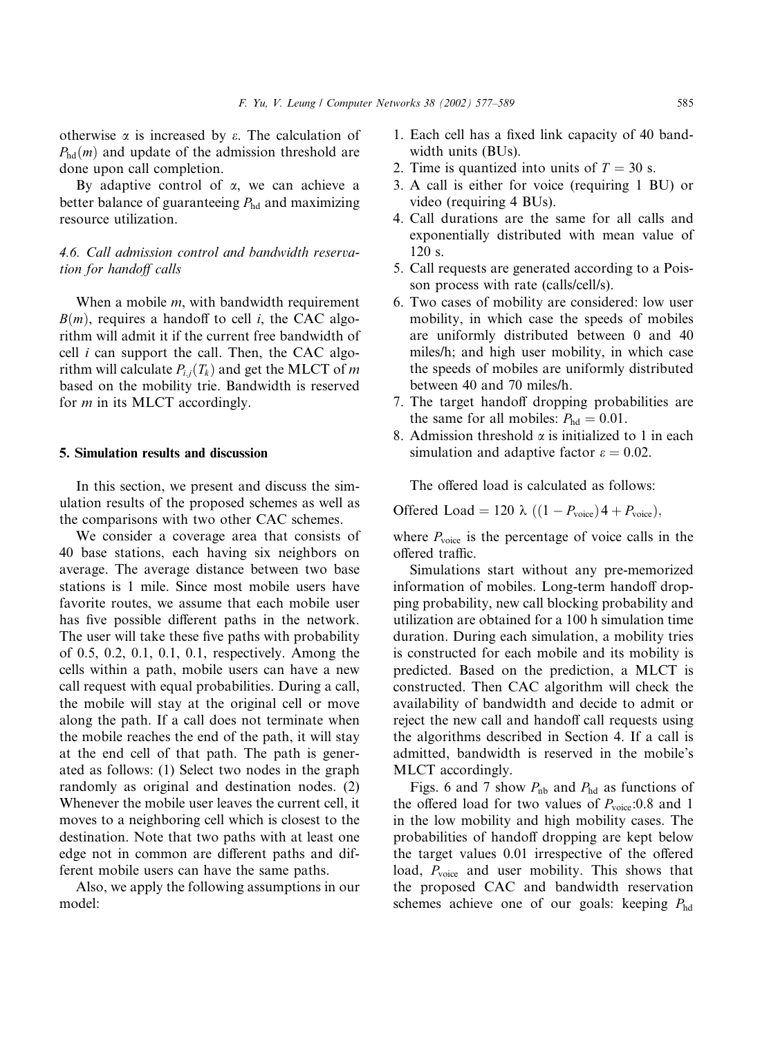otherwise $\alpha$ is increased by $\varepsilon$. The calculation of $P_{hd}(m)$ and update of the admission threshold are done upon call completion.

By adaptive control of $\alpha$, we can achieve a better balance of guaranteeing $P_{hd}$ and maximizing resource utilization.

### 4.6. Call admission control and bandwidth reservation for handoff calls

When a mobile $m$, with bandwidth requirement $B(m)$, requires a handoff to cell $i$, the CAC algorithm will admit it if the current free bandwidth of cell $i$ can support the call. Then, the CAC algorithm will calculate $P_{i,j}(T_k)$ and get the MLCT of $m$ based on the mobility trie. Bandwidth is reserved for $m$ in its MLCT accordingly.

## 5. Simulation results and discussion

In this section, we present and discuss the simulation results of the proposed schemes as well as the comparisons with two other CAC schemes.

We consider a coverage area that consists of 40 base stations, each having six neighbors on average. The average distance between two base stations is 1 mile. Since most mobile users have favorite routes, we assume that each mobile user has five possible different paths in the network. The user will take these five paths with probability of 0.5, 0.2, 0.1, 0.1, 0.1, respectively. Among the cells within a path, mobile users can have a new call request with equal probabilities. During a call, the mobile will stay at the original cell or move along the path. If a call does not terminate when the mobile reaches the end of the path, it will stay at the end cell of that path. The path is generated as follows: (1) Select two nodes in the graph randomly as original and destination nodes. (2) Whenever the mobile user leaves the current cell, it moves to a neighboring cell which is closest to the destination. Note that two paths with at least one edge not in common are different paths and different mobile users can have the same paths.

Also, we apply the following assumptions in our model:

1. Each cell has a fixed link capacity of 40 bandwidth units (BUs).
2. Time is quantized into units of $T = 30$ s.
3. A call is either for voice (requiring 1 BU) or video (requiring 4 BUs).
4. Call durations are the same for all calls and exponentially distributed with mean value of 120 s.
5. Call requests are generated according to a Poisson process with rate (calls/cell/s).
6. Two cases of mobility are considered: low user mobility, in which case the speeds of mobiles are uniformly distributed between 0 and 40 miles/h; and high user mobility, in which case the speeds of mobiles are uniformly distributed between 40 and 70 miles/h.
7. The target handoff dropping probabilities are the same for all mobiles: $P_{hd} = 0.01$.
8. Admission threshold $\alpha$ is initialized to 1 in each simulation and adaptive factor $\varepsilon = 0.02$.

The offered load is calculated as follows:

$$\text{Offered Load} = 120\ \lambda\ ((1 - P_{voice})\,4 + P_{voice}),$$

where $P_{voice}$ is the percentage of voice calls in the offered traffic.

Simulations start without any pre-memorized information of mobiles. Long-term handoff dropping probability, new call blocking probability and utilization are obtained for a 100 h simulation time duration. During each simulation, a mobility tries is constructed for each mobile and its mobility is predicted. Based on the prediction, a MLCT is constructed. Then CAC algorithm will check the availability of bandwidth and decide to admit or reject the new call and handoff call requests using the algorithms described in Section 4. If a call is admitted, bandwidth is reserved in the mobile's MLCT accordingly.

Figs. 6 and 7 show $P_{nb}$ and $P_{hd}$ as functions of the offered load for two values of $P_{voice}$:0.8 and 1 in the low mobility and high mobility cases. The probabilities of handoff dropping are kept below the target values 0.01 irrespective of the offered load, $P_{voice}$ and user mobility. This shows that the proposed CAC and bandwidth reservation schemes achieve one of our goals: keeping $P_{hd}$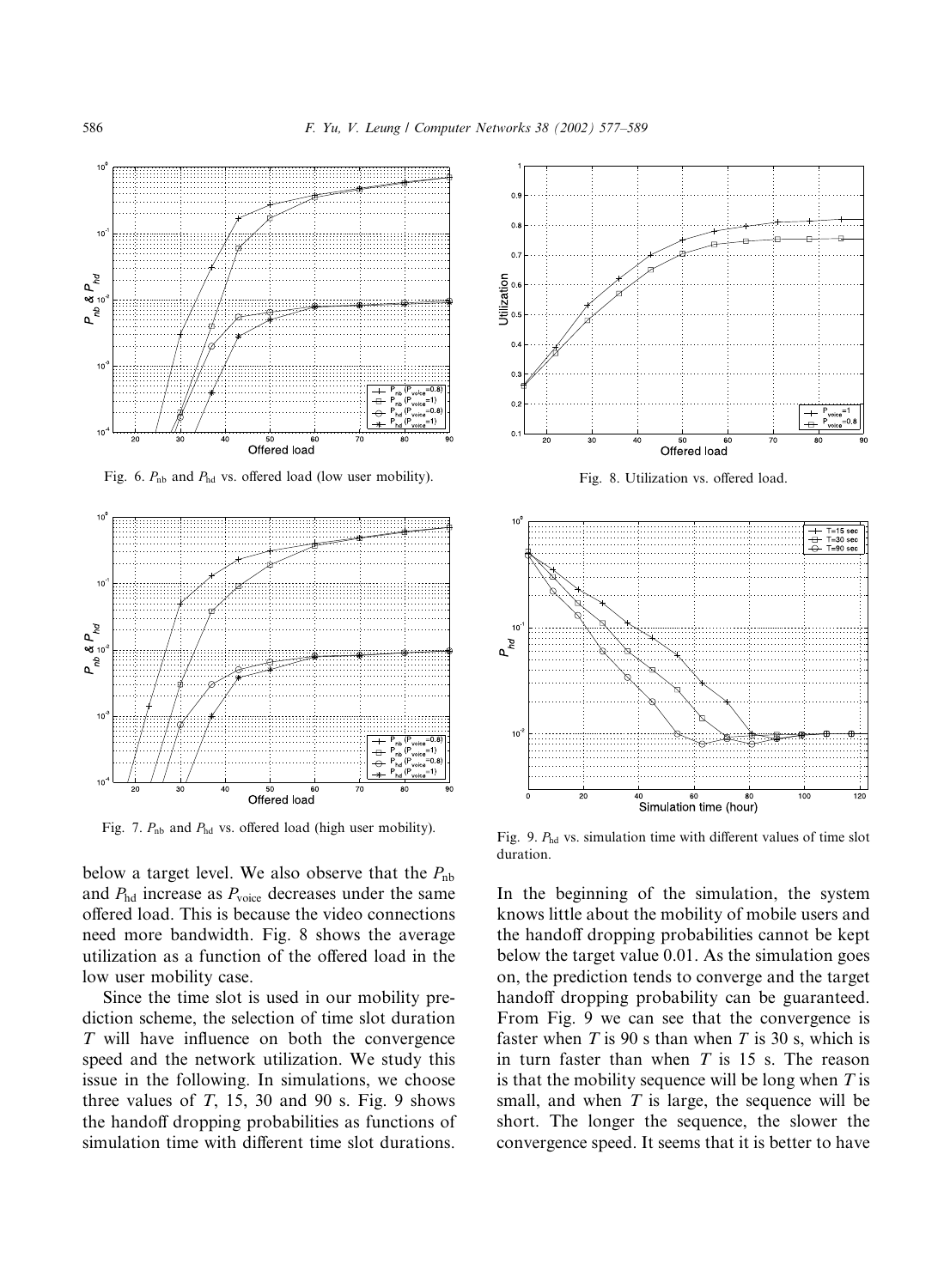Fig. 6. $P_{nb}$ and $P_{hd}$ vs. offered load (low user mobility).

Fig. 7. $P_{nb}$ and $P_{hd}$ vs. offered load (high user mobility).

Fig. 8. Utilization vs. offered load.

Fig. 9. $P_{hd}$ vs. simulation time with different values of time slot duration.

below a target level. We also observe that the $P_{nb}$ and $P_{hd}$ increase as $P_{voice}$ decreases under the same offered load. This is because the video connections need more bandwidth. Fig. 8 shows the average utilization as a function of the offered load in the low user mobility case.

Since the time slot is used in our mobility prediction scheme, the selection of time slot duration $T$ will have influence on both the convergence speed and the network utilization. We study this issue in the following. In simulations, we choose three values of $T$, 15, 30 and 90 s. Fig. 9 shows the handoff dropping probabilities as functions of simulation time with different time slot durations. In the beginning of the simulation, the system knows little about the mobility of mobile users and the handoff dropping probabilities cannot be kept below the target value 0.01. As the simulation goes on, the prediction tends to converge and the target handoff dropping probability can be guaranteed. From Fig. 9 we can see that the convergence is faster when $T$ is 90 s than when $T$ is 30 s, which is in turn faster than when $T$ is 15 s. The reason is that the mobility sequence will be long when $T$ is small, and when $T$ is large, the sequence will be short. The longer the sequence, the slower the convergence speed. It seems that it is better to have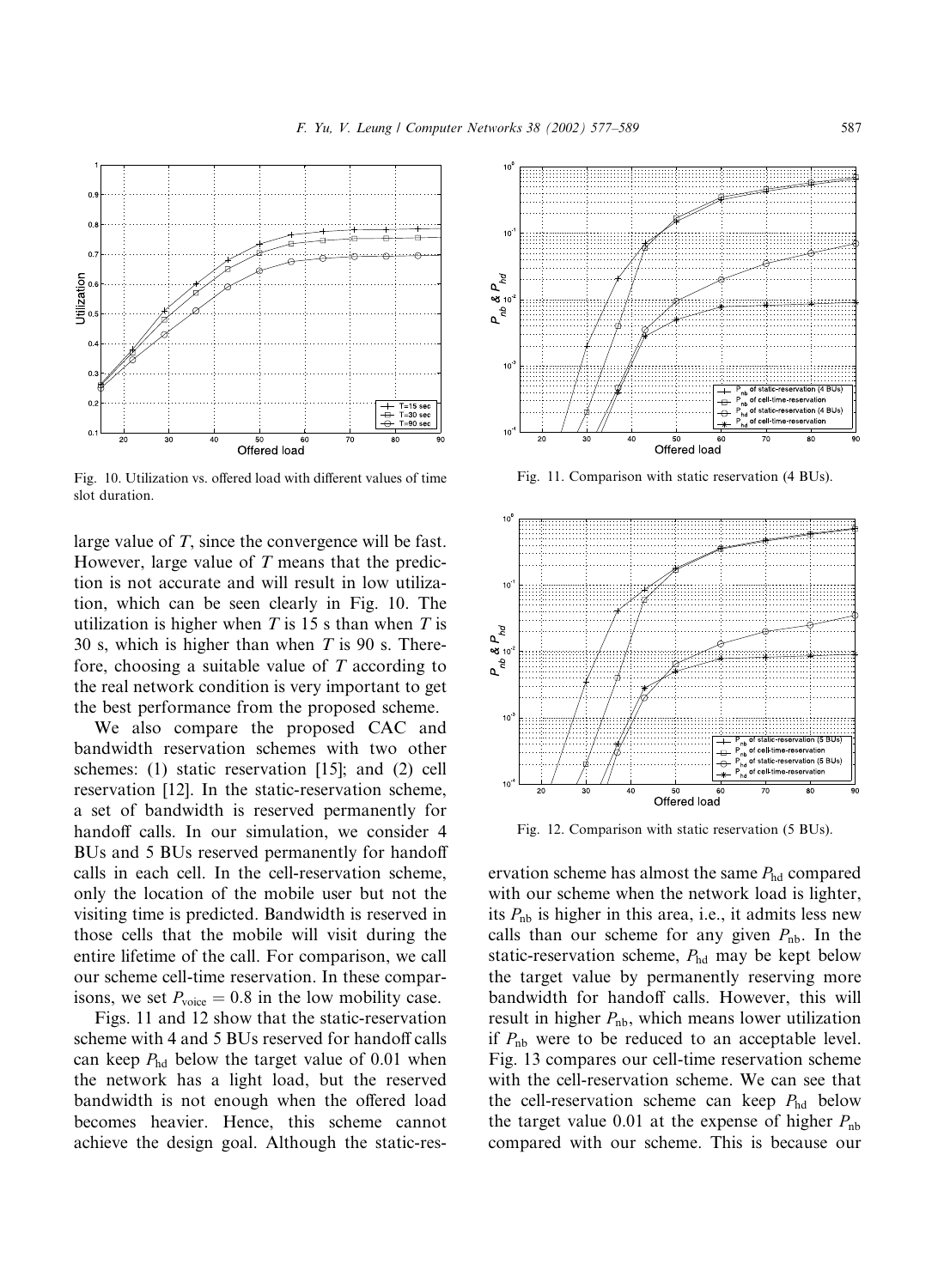Fig. 10. Utilization vs. offered load with different values of time slot duration.

Fig. 11. Comparison with static reservation (4 BUs).

Fig. 12. Comparison with static reservation (5 BUs).

large value of $T$, since the convergence will be fast. However, large value of $T$ means that the prediction is not accurate and will result in low utilization, which can be seen clearly in Fig. 10. The utilization is higher when $T$ is 15 s than when $T$ is 30 s, which is higher than when $T$ is 90 s. Therefore, choosing a suitable value of $T$ according to the real network condition is very important to get the best performance from the proposed scheme.

We also compare the proposed CAC and bandwidth reservation schemes with two other schemes: (1) static reservation [15]; and (2) cell reservation [12]. In the static-reservation scheme, a set of bandwidth is reserved permanently for handoff calls. In our simulation, we consider 4 BUs and 5 BUs reserved permanently for handoff calls in each cell. In the cell-reservation scheme, only the location of the mobile user but not the visiting time is predicted. Bandwidth is reserved in those cells that the mobile will visit during the entire lifetime of the call. For comparison, we call our scheme cell-time reservation. In these comparisons, we set $P_{\text{voice}} = 0.8$ in the low mobility case.

Figs. 11 and 12 show that the static-reservation scheme with 4 and 5 BUs reserved for handoff calls can keep $P_{\text{hd}}$ below the target value of 0.01 when the network has a light load, but the reserved bandwidth is not enough when the offered load becomes heavier. Hence, this scheme cannot achieve the design goal. Although the static-reservation scheme has almost the same $P_{\text{hd}}$ compared with our scheme when the network load is lighter, its $P_{\text{nb}}$ is higher in this area, i.e., it admits less new calls than our scheme for any given $P_{\text{nb}}$. In the static-reservation scheme, $P_{\text{hd}}$ may be kept below the target value by permanently reserving more bandwidth for handoff calls. However, this will result in higher $P_{\text{nb}}$, which means lower utilization if $P_{\text{nb}}$ were to be reduced to an acceptable level. Fig. 13 compares our cell-time reservation scheme with the cell-reservation scheme. We can see that the cell-reservation scheme can keep $P_{\text{hd}}$ below the target value 0.01 at the expense of higher $P_{\text{nb}}$ compared with our scheme. This is because our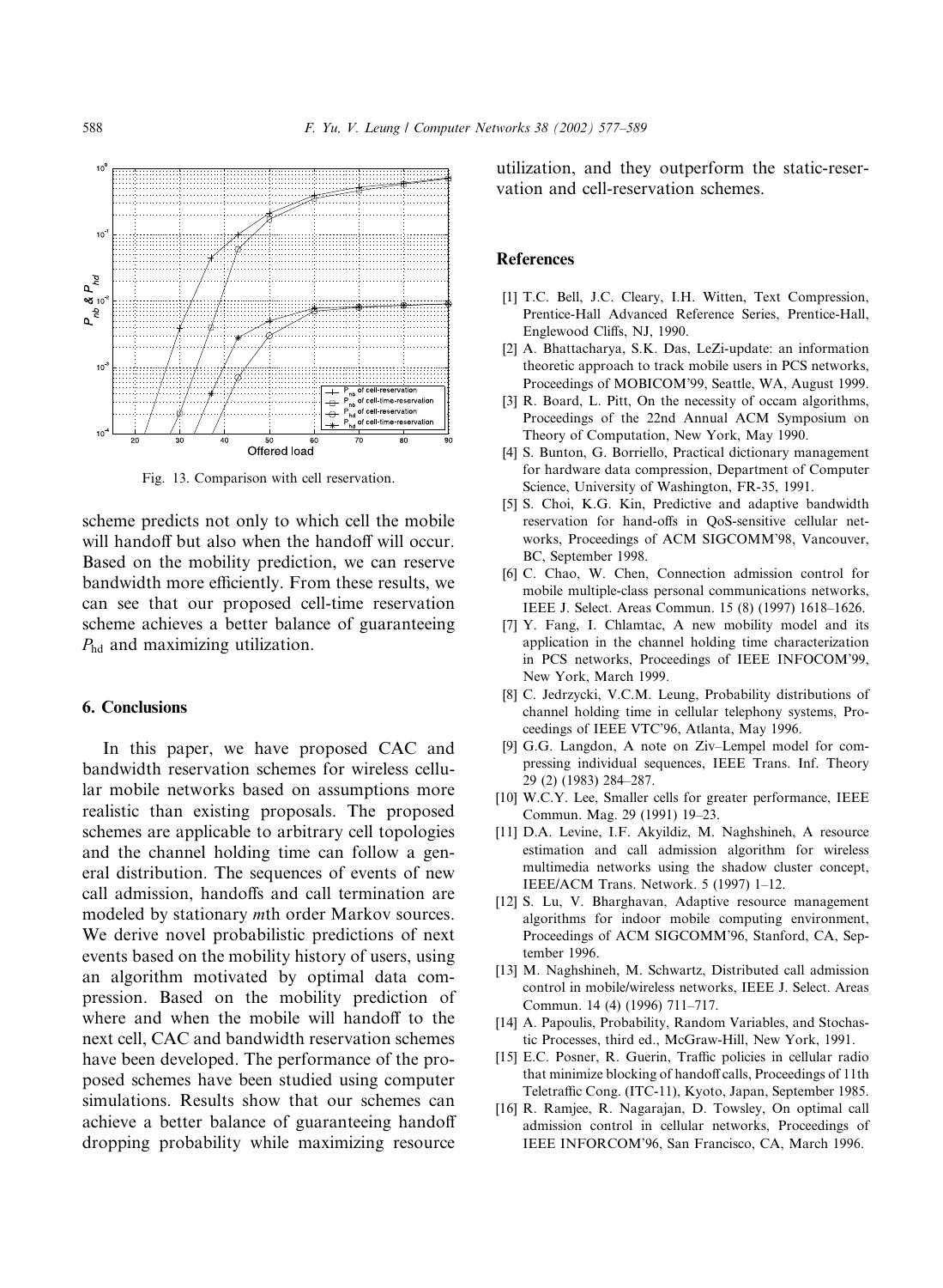Fig. 13. Comparison with cell reservation.

scheme predicts not only to which cell the mobile will handoff but also when the handoff will occur. Based on the mobility prediction, we can reserve bandwidth more efficiently. From these results, we can see that our proposed cell-time reservation scheme achieves a better balance of guaranteeing $P_{hd}$ and maximizing utilization.

## 6. Conclusions

In this paper, we have proposed CAC and bandwidth reservation schemes for wireless cellular mobile networks based on assumptions more realistic than existing proposals. The proposed schemes are applicable to arbitrary cell topologies and the channel holding time can follow a general distribution. The sequences of events of new call admission, handoffs and call termination are modeled by stationary $m$th order Markov sources. We derive novel probabilistic predictions of next events based on the mobility history of users, using an algorithm motivated by optimal data compression. Based on the mobility prediction of where and when the mobile will handoff to the next cell, CAC and bandwidth reservation schemes have been developed. The performance of the proposed schemes have been studied using computer simulations. Results show that our schemes can achieve a better balance of guaranteeing handoff dropping probability while maximizing resource utilization, and they outperform the static-reservation and cell-reservation schemes.

## References

[1] T.C. Bell, J.C. Cleary, I.H. Witten, Text Compression, Prentice-Hall Advanced Reference Series, Prentice-Hall, Englewood Cliffs, NJ, 1990.

[2] A. Bhattacharya, S.K. Das, LeZi-update: an information theoretic approach to track mobile users in PCS networks, Proceedings of MOBICOM'99, Seattle, WA, August 1999.

[3] R. Board, L. Pitt, On the necessity of occam algorithms, Proceedings of the 22nd Annual ACM Symposium on Theory of Computation, New York, May 1990.

[4] S. Bunton, G. Borriello, Practical dictionary management for hardware data compression, Department of Computer Science, University of Washington, FR-35, 1991.

[5] S. Choi, K.G. Kin, Predictive and adaptive bandwidth reservation for hand-offs in QoS-sensitive cellular networks, Proceedings of ACM SIGCOMM'98, Vancouver, BC, September 1998.

[6] C. Chao, W. Chen, Connection admission control for mobile multiple-class personal communications networks, IEEE J. Select. Areas Commun. 15 (8) (1997) 1618–1626.

[7] Y. Fang, I. Chlamtac, A new mobility model and its application in the channel holding time characterization in PCS networks, Proceedings of IEEE INFOCOM'99, New York, March 1999.

[8] C. Jedrzycki, V.C.M. Leung, Probability distributions of channel holding time in cellular telephony systems, Proceedings of IEEE VTC'96, Atlanta, May 1996.

[9] G.G. Langdon, A note on Ziv–Lempel model for compressing individual sequences, IEEE Trans. Inf. Theory 29 (2) (1983) 284–287.

[10] W.C.Y. Lee, Smaller cells for greater performance, IEEE Commun. Mag. 29 (1991) 19–23.

[11] D.A. Levine, I.F. Akyildiz, M. Naghshineh, A resource estimation and call admission algorithm for wireless multimedia networks using the shadow cluster concept, IEEE/ACM Trans. Network. 5 (1997) 1–12.

[12] S. Lu, V. Bharghavan, Adaptive resource management algorithms for indoor mobile computing environment, Proceedings of ACM SIGCOMM'96, Stanford, CA, September 1996.

[13] M. Naghshineh, M. Schwartz, Distributed call admission control in mobile/wireless networks, IEEE J. Select. Areas Commun. 14 (4) (1996) 711–717.

[14] A. Papoulis, Probability, Random Variables, and Stochastic Processes, third ed., McGraw-Hill, New York, 1991.

[15] E.C. Posner, R. Guerin, Traffic policies in cellular radio that minimize blocking of handoff calls, Proceedings of 11th Teletraffic Cong. (ITC-11), Kyoto, Japan, September 1985.

[16] R. Ramjee, R. Nagarajan, D. Towsley, On optimal call admission control in cellular networks, Proceedings of IEEE INFORCOM'96, San Francisco, CA, March 1996.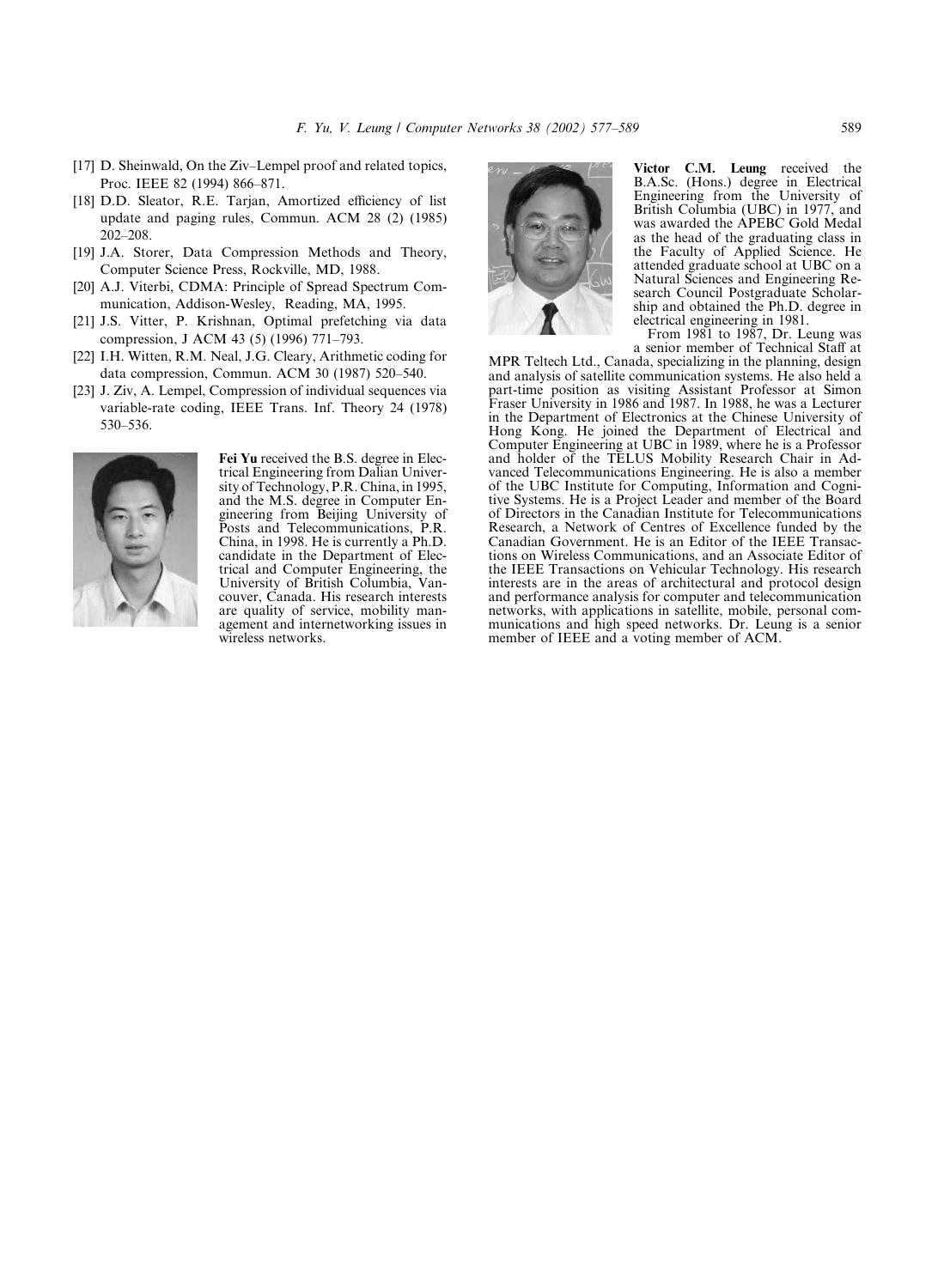[17] D. Sheinwald, On the Ziv–Lempel proof and related topics, Proc. IEEE 82 (1994) 866–871.

[18] D.D. Sleator, R.E. Tarjan, Amortized efficiency of list update and paging rules, Commun. ACM 28 (2) (1985) 202–208.

[19] J.A. Storer, Data Compression Methods and Theory, Computer Science Press, Rockville, MD, 1988.

[20] A.J. Viterbi, CDMA: Principle of Spread Spectrum Communication, Addison-Wesley, Reading, MA, 1995.

[21] J.S. Vitter, P. Krishnan, Optimal prefetching via data compression, J ACM 43 (5) (1996) 771–793.

[22] I.H. Witten, R.M. Neal, J.G. Cleary, Arithmetic coding for data compression, Commun. ACM 30 (1987) 520–540.

[23] J. Ziv, A. Lempel, Compression of individual sequences via variable-rate coding, IEEE Trans. Inf. Theory 24 (1978) 530–536.

**Fei Yu** received the B.S. degree in Electrical Engineering from Dalian University of Technology, P.R. China, in 1995, and the M.S. degree in Computer Engineering from Beijing University of Posts and Telecommunications, P.R. China, in 1998. He is currently a Ph.D. candidate in the Department of Electrical and Computer Engineering, the University of British Columbia, Vancouver, Canada. His research interests are quality of service, mobility management and internetworking issues in wireless networks.

**Victor C.M. Leung** received the B.A.Sc. (Hons.) degree in Electrical Engineering from the University of British Columbia (UBC) in 1977, and was awarded the APEBC Gold Medal as the head of the graduating class in the Faculty of Applied Science. He attended graduate school at UBC on a Natural Sciences and Engineering Research Council Postgraduate Scholarship and obtained the Ph.D. degree in electrical engineering in 1981.

From 1981 to 1987, Dr. Leung was a senior member of Technical Staff at MPR Teltech Ltd., Canada, specializing in the planning, design and analysis of satellite communication systems. He also held a part-time position as visiting Assistant Professor at Simon Fraser University in 1986 and 1987. In 1988, he was a Lecturer in the Department of Electronics at the Chinese University of Hong Kong. He joined the Department of Electrical and Computer Engineering at UBC in 1989, where he is a Professor and holder of the TELUS Mobility Research Chair in Advanced Telecommunications Engineering. He is also a member of the UBC Institute for Computing, Information and Cognitive Systems. He is a Project Leader and member of the Board of Directors in the Canadian Institute for Telecommunications Research, a Network of Centres of Excellence funded by the Canadian Government. He is an Editor of the IEEE Transactions on Wireless Communications, and an Associate Editor of the IEEE Transactions on Vehicular Technology. His research interests are in the areas of architectural and protocol design and performance analysis for computer and telecommunication networks, with applications in satellite, mobile, personal communications and high speed networks. Dr. Leung is a senior member of IEEE and a voting member of ACM.